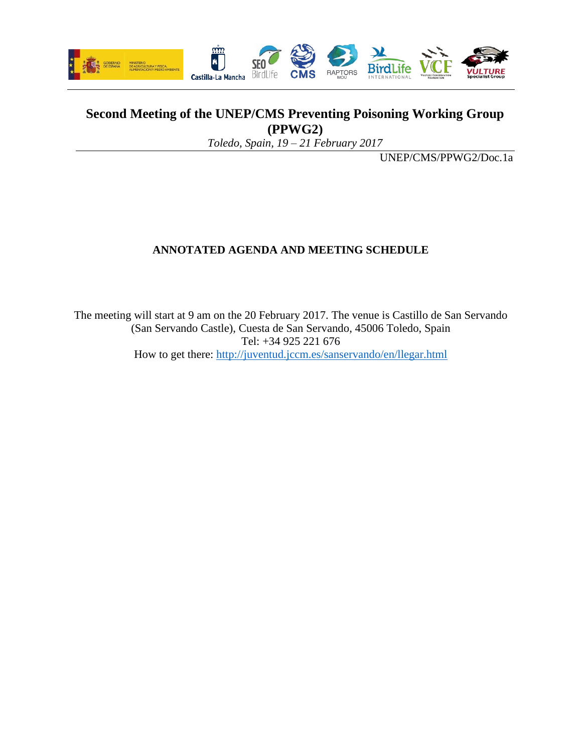# Second Meeting of the UNEP/CMS Preventing Poisoning Working Group (PPWG2)

*Toledo, Spain, 19 – 21 February 2017*

UNEP/CMS/PPWG2/Doc.1a

## ANNOTATED AGENDA AND MEETING SCHEDULE

The meeting will start at 9 am on the 20 February 2017. The venue is Castillo de San Servando (San Servando Castle), Cuesta de San Servando, 45006 Toledo, Spain
Tel: +34 925 221 676
How to get there: http://juventud.jccm.es/sanservando/en/llegar.html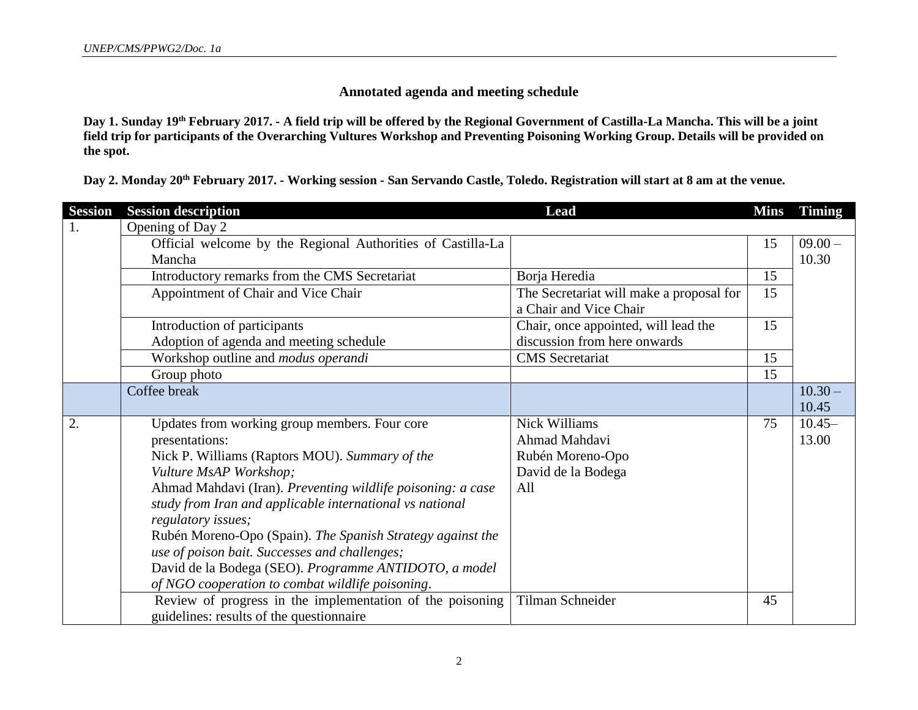## Annotated agenda and meeting schedule

**Day 1. Sunday 19th February 2017. - A field trip will be offered by the Regional Government of Castilla-La Mancha. This will be a joint field trip for participants of the Overarching Vultures Workshop and Preventing Poisoning Working Group. Details will be provided on the spot.**

**Day 2. Monday 20th February 2017. - Working session - San Servando Castle, Toledo. Registration will start at 8 am at the venue.**

| Session | Session description | Lead | Mins | Timing |
|---|---|---|---|---|
| 1. | Opening of Day 2 | | | |
| | Official welcome by the Regional Authorities of Castilla-La Mancha | | 15 | 09.00 – 10.30 |
| | Introductory remarks from the CMS Secretariat | Borja Heredia | 15 | |
| | Appointment of Chair and Vice Chair | The Secretariat will make a proposal for a Chair and Vice Chair | 15 | |
| | Introduction of participants<br>Adoption of agenda and meeting schedule | Chair, once appointed, will lead the discussion from here onwards | 15 | |
| | Workshop outline and *modus operandi* | CMS Secretariat | 15 | |
| | Group photo | | 15 | |
| | Coffee break | | | 10.30 – 10.45 |
| 2. | Updates from working group members. Four core presentations:<br>Nick P. Williams (Raptors MOU). *Summary of the Vulture MsAP Workshop;*<br>Ahmad Mahdavi (Iran). *Preventing wildlife poisoning: a case study from Iran and applicable international vs national regulatory issues;*<br>Rubén Moreno-Opo (Spain). *The Spanish Strategy against the use of poison bait. Successes and challenges;*<br>David de la Bodega (SEO). *Programme ANTIDOTO, a model of NGO cooperation to combat wildlife poisoning*. | Nick Williams<br>Ahmad Mahdavi<br>Rubén Moreno-Opo<br>David de la Bodega<br>All | 75 | 10.45– 13.00 |
| | Review of progress in the implementation of the poisoning guidelines: results of the questionnaire | Tilman Schneider | 45 | |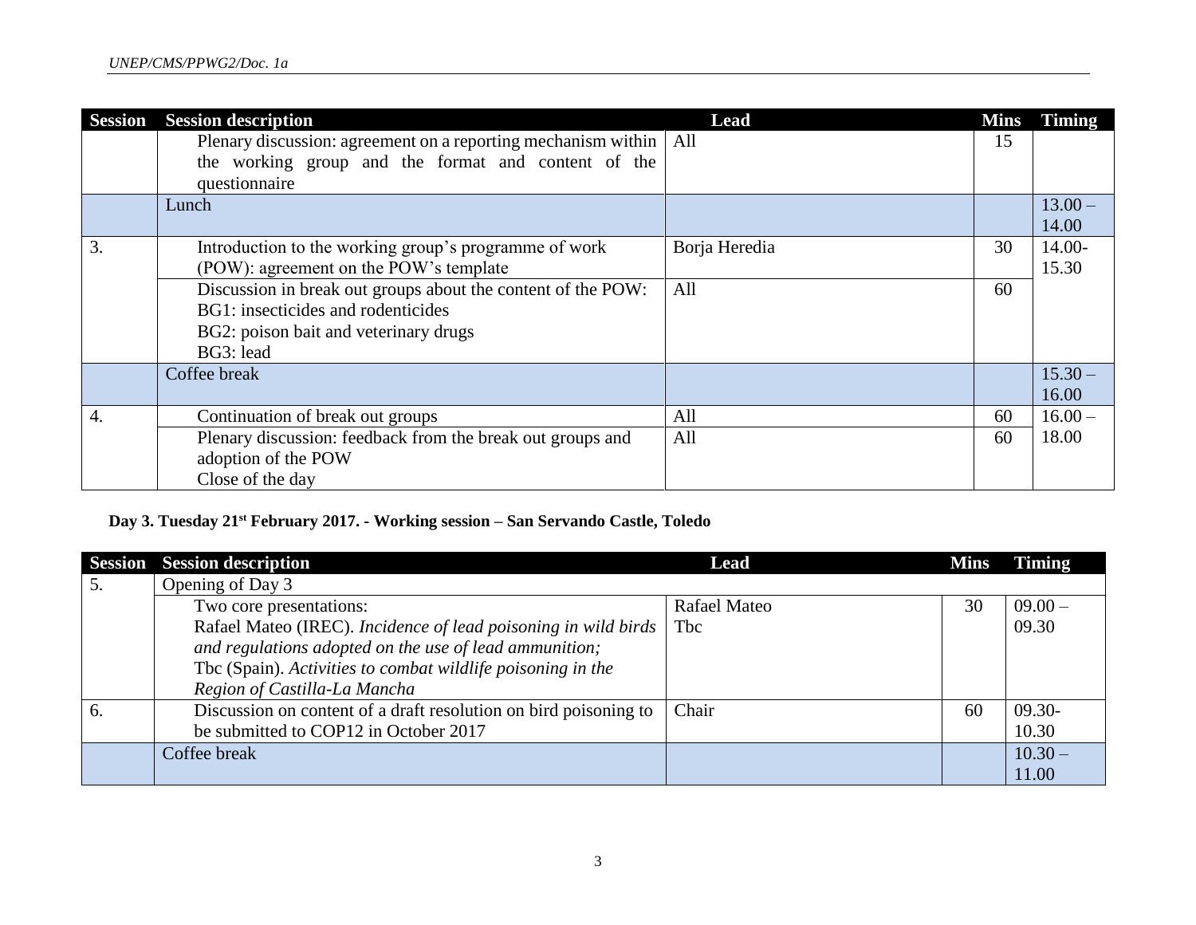| Session | Session description | Lead | Mins | Timing |
|---|---|---|---|---|
| | Plenary discussion: agreement on a reporting mechanism within the working group and the format and content of the questionnaire | All | 15 | |
| | Lunch | | | 13.00 – 14.00 |
| 3. | Introduction to the working group's programme of work (POW): agreement on the POW's template | Borja Heredia | 30 | 14.00-15.30 |
| | Discussion in break out groups about the content of the POW:<br>BG1: insecticides and rodenticides<br>BG2: poison bait and veterinary drugs<br>BG3: lead | All | 60 | |
| | Coffee break | | | 15.30 – 16.00 |
| 4. | Continuation of break out groups | All | 60 | 16.00 – 18.00 |
| | Plenary discussion: feedback from the break out groups and adoption of the POW<br>Close of the day | All | 60 | |

**Day 3. Tuesday 21st February 2017. - Working session – San Servando Castle, Toledo**

| Session | Session description | Lead | Mins | Timing |
|---|---|---|---|---|
| 5. | Opening of Day 3 | | | |
| | Two core presentations:<br>Rafael Mateo (IREC). *Incidence of lead poisoning in wild birds and regulations adopted on the use of lead ammunition;*<br>Tbc (Spain). *Activities to combat wildlife poisoning in the Region of Castilla-La Mancha* | Rafael Mateo<br>Tbc | 30 | 09.00 – 09.30 |
| 6. | Discussion on content of a draft resolution on bird poisoning to be submitted to COP12 in October 2017 | Chair | 60 | 09.30-10.30 |
| | Coffee break | | | 10.30 – 11.00 |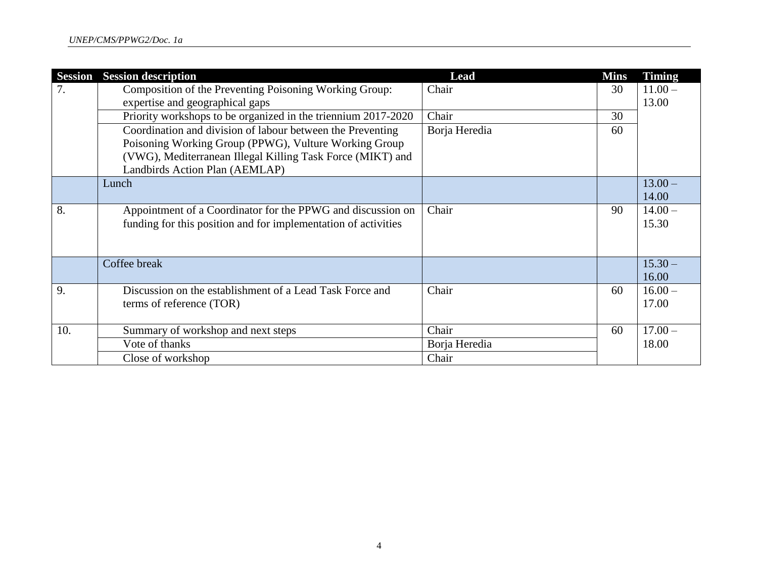| Session | Session description | Lead | Mins | Timing |
|---|---|---|---|---|
| 7. | Composition of the Preventing Poisoning Working Group: expertise and geographical gaps | Chair | 30 | 11.00 – 13.00 |
| | Priority workshops to be organized in the triennium 2017-2020 | Chair | 30 | |
| | Coordination and division of labour between the Preventing Poisoning Working Group (PPWG), Vulture Working Group (VWG), Mediterranean Illegal Killing Task Force (MIKT) and Landbirds Action Plan (AEMLAP) | Borja Heredia | 60 | |
| | Lunch | | | 13.00 – 14.00 |
| 8. | Appointment of a Coordinator for the PPWG and discussion on funding for this position and for implementation of activities | Chair | 90 | 14.00 – 15.30 |
| | Coffee break | | | 15.30 – 16.00 |
| 9. | Discussion on the establishment of a Lead Task Force and terms of reference (TOR) | Chair | 60 | 16.00 – 17.00 |
| 10. | Summary of workshop and next steps | Chair | 60 | 17.00 – 18.00 |
| | Vote of thanks | Borja Heredia | | |
| | Close of workshop | Chair | | |